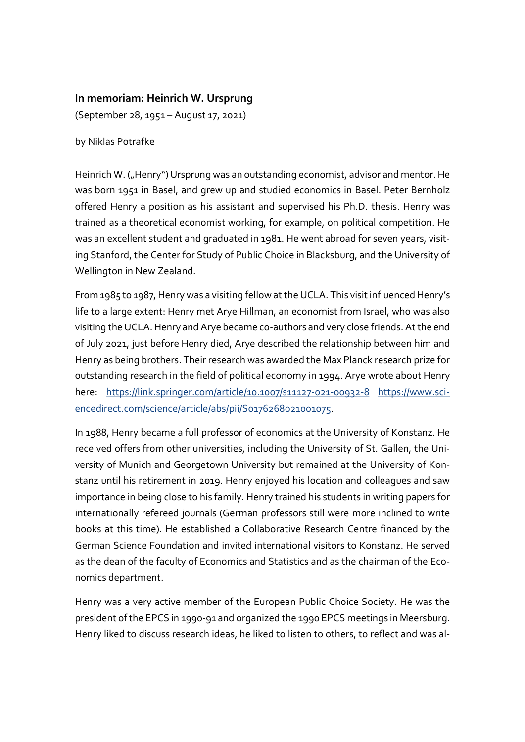**In memoriam: Heinrich W. Ursprung**

(September 28, 1951 – August 17, 2021)

by Niklas Potrafke

Heinrich W. („Henry") Ursprung was an outstanding economist, advisor and mentor. He was born 1951 in Basel, and grew up and studied economics in Basel. Peter Bernholz offered Henry a position as his assistant and supervised his Ph.D. thesis. Henry was trained as a theoretical economist working, for example, on political competition. He was an excellent student and graduated in 1981. He went abroad for seven years, visiting Stanford, the Center for Study of Public Choice in Blacksburg, and the University of Wellington in New Zealand.

From 1985 to 1987, Henry was a visiting fellow at the UCLA. This visit influenced Henry's life to a large extent: Henry met Arye Hillman, an economist from Israel, who was also visiting the UCLA. Henry and Arye became co-authors and very close friends. At the end of July 2021, just before Henry died, Arye described the relationship between him and Henry as being brothers. Their research was awarded the Max Planck research prize for outstanding research in the field of political economy in 1994. Arye wrote about Henry here: https://link.springer.com/article/10.1007/s11127-021-00932-8 https://www.sciencedirect.com/science/article/abs/pii/S0176268021001075.

In 1988, Henry became a full professor of economics at the University of Konstanz. He received offers from other universities, including the University of St. Gallen, the University of Munich and Georgetown University but remained at the University of Konstanz until his retirement in 2019. Henry enjoyed his location and colleagues and saw importance in being close to his family. Henry trained his students in writing papers for internationally refereed journals (German professors still were more inclined to write books at this time). He established a Collaborative Research Centre financed by the German Science Foundation and invited international visitors to Konstanz. He served as the dean of the faculty of Economics and Statistics and as the chairman of the Economics department.

Henry was a very active member of the European Public Choice Society. He was the president of the EPCS in 1990-91 and organized the 1990 EPCS meetings in Meersburg. Henry liked to discuss research ideas, he liked to listen to others, to reflect and was al-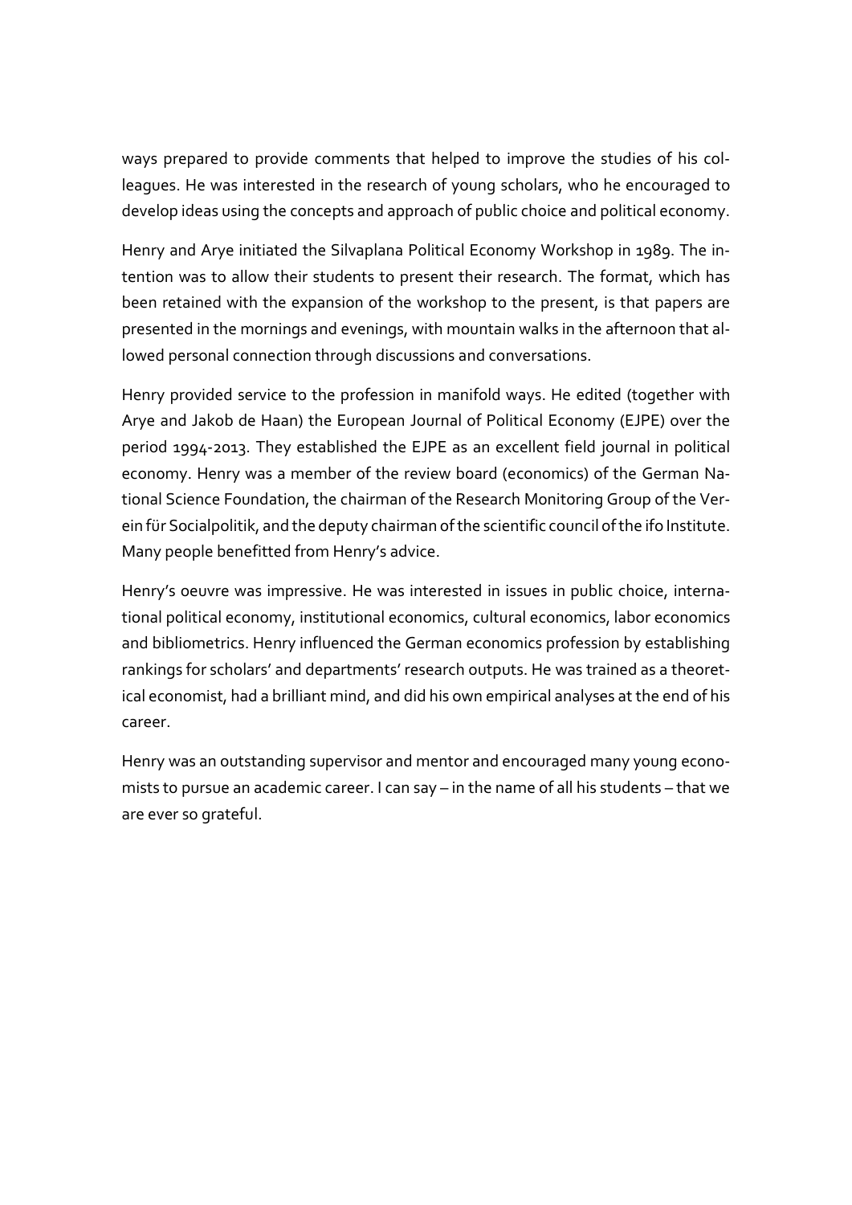ways prepared to provide comments that helped to improve the studies of his colleagues. He was interested in the research of young scholars, who he encouraged to develop ideas using the concepts and approach of public choice and political economy.

Henry and Arye initiated the Silvaplana Political Economy Workshop in 1989. The intention was to allow their students to present their research. The format, which has been retained with the expansion of the workshop to the present, is that papers are presented in the mornings and evenings, with mountain walks in the afternoon that allowed personal connection through discussions and conversations.

Henry provided service to the profession in manifold ways. He edited (together with Arye and Jakob de Haan) the European Journal of Political Economy (EJPE) over the period 1994-2013. They established the EJPE as an excellent field journal in political economy. Henry was a member of the review board (economics) of the German National Science Foundation, the chairman of the Research Monitoring Group of the Verein für Socialpolitik, and the deputy chairman of the scientific council of the ifo Institute. Many people benefitted from Henry's advice.

Henry's oeuvre was impressive. He was interested in issues in public choice, international political economy, institutional economics, cultural economics, labor economics and bibliometrics. Henry influenced the German economics profession by establishing rankings for scholars' and departments' research outputs. He was trained as a theoretical economist, had a brilliant mind, and did his own empirical analyses at the end of his career.

Henry was an outstanding supervisor and mentor and encouraged many young economists to pursue an academic career. I can say – in the name of all his students – that we are ever so grateful.